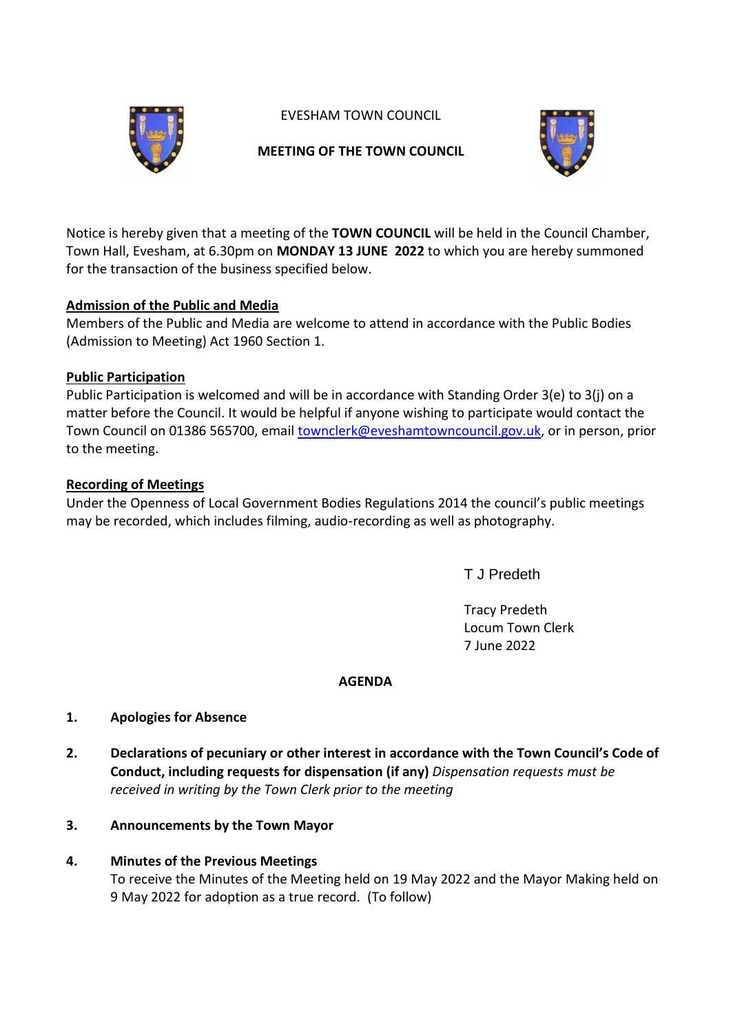# EVESHAM TOWN COUNCIL

## MEETING OF THE TOWN COUNCIL

Notice is hereby given that a meeting of the **TOWN COUNCIL** will be held in the Council Chamber, Town Hall, Evesham, at 6.30pm on **MONDAY 13 JUNE 2022** to which you are hereby summoned for the transaction of the business specified below.

**Admission of the Public and Media**

Members of the Public and Media are welcome to attend in accordance with the Public Bodies (Admission to Meeting) Act 1960 Section 1.

**Public Participation**

Public Participation is welcomed and will be in accordance with Standing Order 3(e) to 3(j) on a matter before the Council. It would be helpful if anyone wishing to participate would contact the Town Council on 01386 565700, email townclerk@eveshamtowncouncil.gov.uk, or in person, prior to the meeting.

**Recording of Meetings**

Under the Openness of Local Government Bodies Regulations 2014 the council's public meetings may be recorded, which includes filming, audio-recording as well as photography.

T J Predeth

Tracy Predeth
Locum Town Clerk
7 June 2022

**AGENDA**

**1. Apologies for Absence**

**2. Declarations of pecuniary or other interest in accordance with the Town Council's Code of Conduct, including requests for dispensation (if any)** *Dispensation requests must be received in writing by the Town Clerk prior to the meeting*

**3. Announcements by the Town Mayor**

**4. Minutes of the Previous Meetings**

To receive the Minutes of the Meeting held on 19 May 2022 and the Mayor Making held on 9 May 2022 for adoption as a true record. (To follow)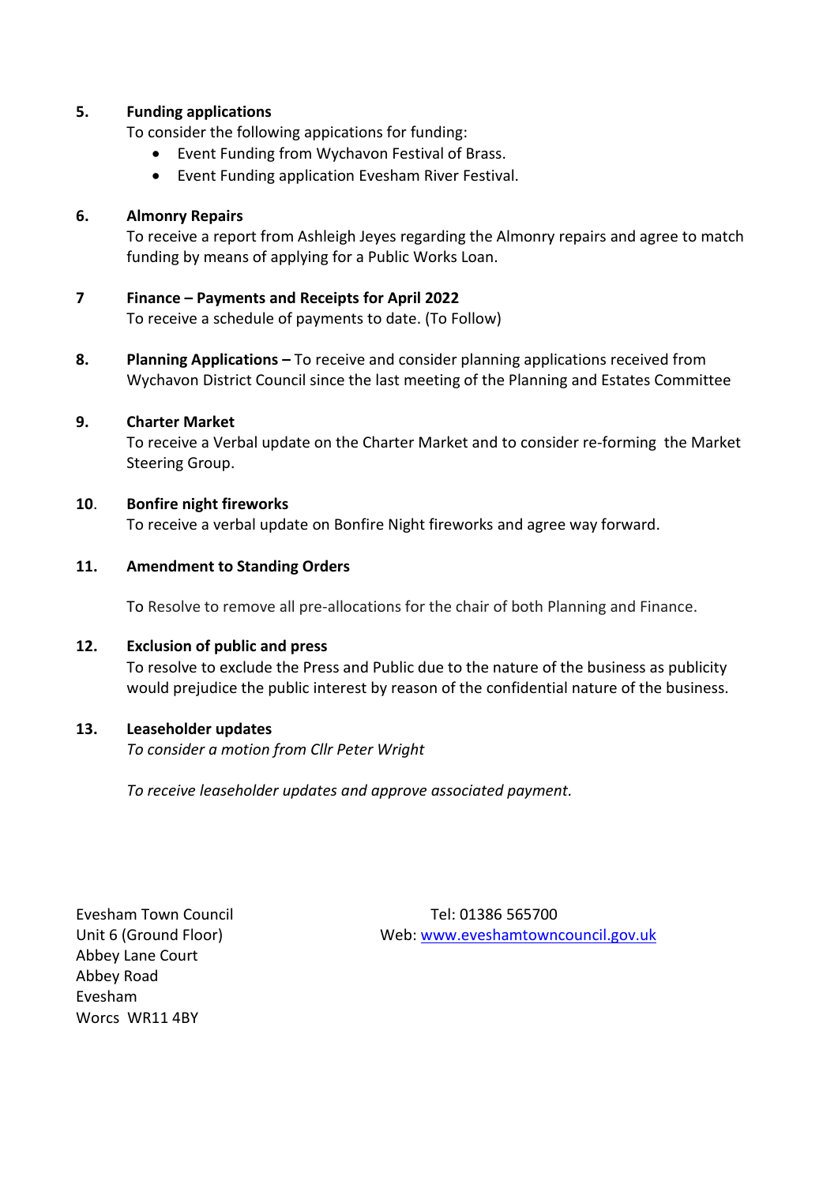**5. Funding applications**

To consider the following appications for funding:

- Event Funding from Wychavon Festival of Brass.
- Event Funding application Evesham River Festival.

**6. Almonry Repairs**

To receive a report from Ashleigh Jeyes regarding the Almonry repairs and agree to match funding by means of applying for a Public Works Loan.

**7 Finance – Payments and Receipts for April 2022**

To receive a schedule of payments to date. (To Follow)

**8. Planning Applications –** To receive and consider planning applications received from Wychavon District Council since the last meeting of the Planning and Estates Committee

**9. Charter Market**

To receive a Verbal update on the Charter Market and to consider re-forming the Market Steering Group.

**10. Bonfire night fireworks**

To receive a verbal update on Bonfire Night fireworks and agree way forward.

**11. Amendment to Standing Orders**

To Resolve to remove all pre-allocations for the chair of both Planning and Finance.

**12. Exclusion of public and press**

To resolve to exclude the Press and Public due to the nature of the business as publicity would prejudice the public interest by reason of the confidential nature of the business.

**13. Leaseholder updates**

*To consider a motion from Cllr Peter Wright*

*To receive leaseholder updates and approve associated payment.*

Evesham Town Council
Unit 6 (Ground Floor)
Abbey Lane Court
Abbey Road
Evesham
Worcs WR11 4BY

Tel: 01386 565700
Web: [www.eveshamtowncouncil.gov.uk](http://www.eveshamtowncouncil.gov.uk)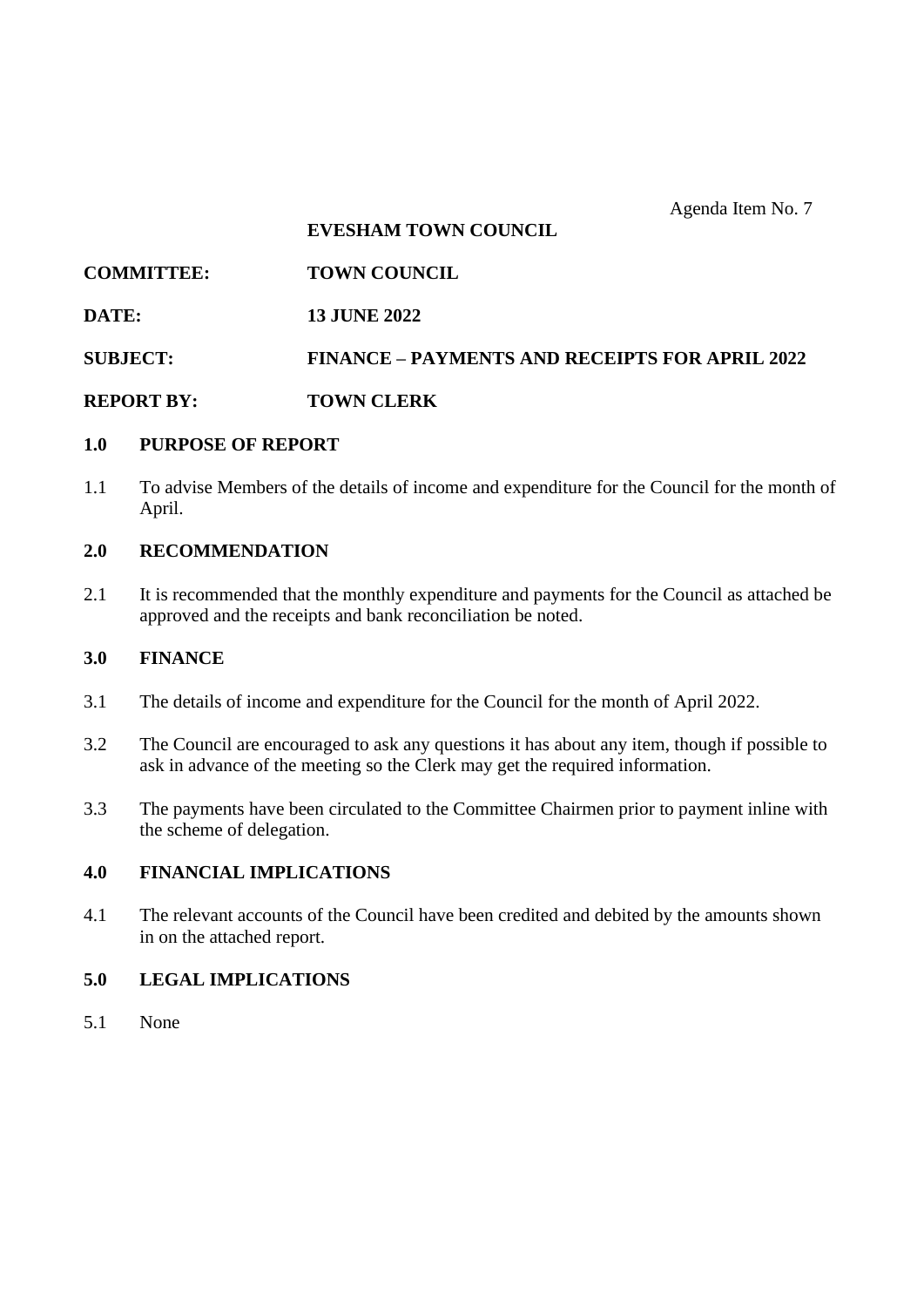Agenda Item No. 7

**EVESHAM TOWN COUNCIL**

**COMMITTEE:** **TOWN COUNCIL**

**DATE:** **13 JUNE 2022**

**SUBJECT:** **FINANCE – PAYMENTS AND RECEIPTS FOR APRIL 2022**

**REPORT BY:** **TOWN CLERK**

## 1.0 PURPOSE OF REPORT

1.1 To advise Members of the details of income and expenditure for the Council for the month of April.

## 2.0 RECOMMENDATION

2.1 It is recommended that the monthly expenditure and payments for the Council as attached be approved and the receipts and bank reconciliation be noted.

## 3.0 FINANCE

3.1 The details of income and expenditure for the Council for the month of April 2022.

3.2 The Council are encouraged to ask any questions it has about any item, though if possible to ask in advance of the meeting so the Clerk may get the required information.

3.3 The payments have been circulated to the Committee Chairmen prior to payment inline with the scheme of delegation.

## 4.0 FINANCIAL IMPLICATIONS

4.1 The relevant accounts of the Council have been credited and debited by the amounts shown in on the attached report.

## 5.0 LEGAL IMPLICATIONS

5.1 None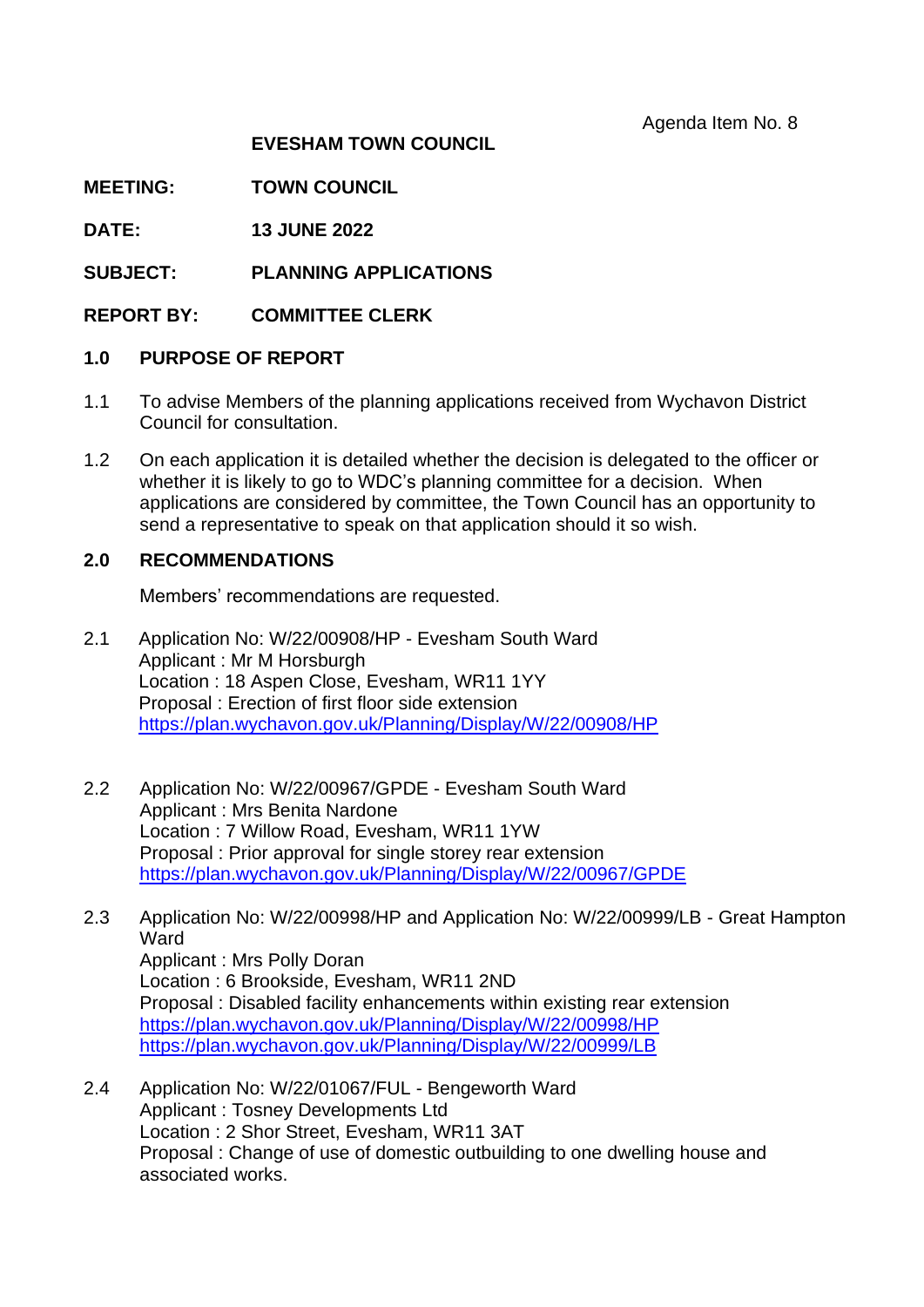Agenda Item No. 8

**EVESHAM TOWN COUNCIL**

**MEETING:** **TOWN COUNCIL**

**DATE:** **13 JUNE 2022**

**SUBJECT:** **PLANNING APPLICATIONS**

**REPORT BY:** **COMMITTEE CLERK**

## 1.0 PURPOSE OF REPORT

1.1 To advise Members of the planning applications received from Wychavon District Council for consultation.

1.2 On each application it is detailed whether the decision is delegated to the officer or whether it is likely to go to WDC's planning committee for a decision. When applications are considered by committee, the Town Council has an opportunity to send a representative to speak on that application should it so wish.

## 2.0 RECOMMENDATIONS

Members' recommendations are requested.

2.1 Application No: W/22/00908/HP - Evesham South Ward
Applicant : Mr M Horsburgh
Location : 18 Aspen Close, Evesham, WR11 1YY
Proposal : Erection of first floor side extension
https://plan.wychavon.gov.uk/Planning/Display/W/22/00908/HP

2.2 Application No: W/22/00967/GPDE - Evesham South Ward
Applicant : Mrs Benita Nardone
Location : 7 Willow Road, Evesham, WR11 1YW
Proposal : Prior approval for single storey rear extension
https://plan.wychavon.gov.uk/Planning/Display/W/22/00967/GPDE

2.3 Application No: W/22/00998/HP and Application No: W/22/00999/LB - Great Hampton Ward
Applicant : Mrs Polly Doran
Location : 6 Brookside, Evesham, WR11 2ND
Proposal : Disabled facility enhancements within existing rear extension
https://plan.wychavon.gov.uk/Planning/Display/W/22/00998/HP
https://plan.wychavon.gov.uk/Planning/Display/W/22/00999/LB

2.4 Application No: W/22/01067/FUL - Bengeworth Ward
Applicant : Tosney Developments Ltd
Location : 2 Shor Street, Evesham, WR11 3AT
Proposal : Change of use of domestic outbuilding to one dwelling house and associated works.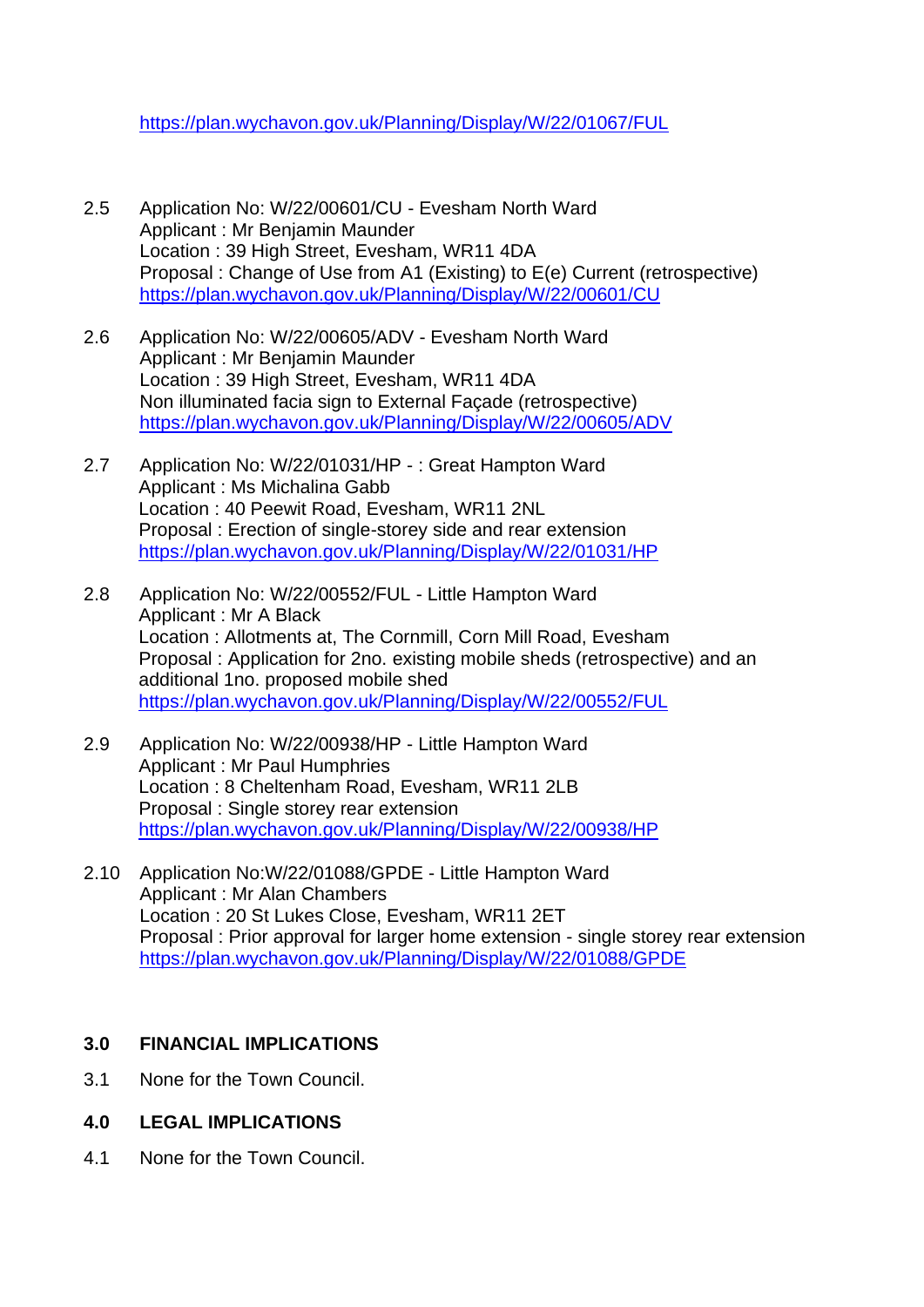https://plan.wychavon.gov.uk/Planning/Display/W/22/01067/FUL

2.5 Application No: W/22/00601/CU - Evesham North Ward
Applicant : Mr Benjamin Maunder
Location : 39 High Street, Evesham, WR11 4DA
Proposal : Change of Use from A1 (Existing) to E(e) Current (retrospective)
https://plan.wychavon.gov.uk/Planning/Display/W/22/00601/CU

2.6 Application No: W/22/00605/ADV - Evesham North Ward
Applicant : Mr Benjamin Maunder
Location : 39 High Street, Evesham, WR11 4DA
Non illuminated facia sign to External Façade (retrospective)
https://plan.wychavon.gov.uk/Planning/Display/W/22/00605/ADV

2.7 Application No: W/22/01031/HP - : Great Hampton Ward
Applicant : Ms Michalina Gabb
Location : 40 Peewit Road, Evesham, WR11 2NL
Proposal : Erection of single-storey side and rear extension
https://plan.wychavon.gov.uk/Planning/Display/W/22/01031/HP

2.8 Application No: W/22/00552/FUL - Little Hampton Ward
Applicant : Mr A Black
Location : Allotments at, The Cornmill, Corn Mill Road, Evesham
Proposal : Application for 2no. existing mobile sheds (retrospective) and an additional 1no. proposed mobile shed
https://plan.wychavon.gov.uk/Planning/Display/W/22/00552/FUL

2.9 Application No: W/22/00938/HP - Little Hampton Ward
Applicant : Mr Paul Humphries
Location : 8 Cheltenham Road, Evesham, WR11 2LB
Proposal : Single storey rear extension
https://plan.wychavon.gov.uk/Planning/Display/W/22/00938/HP

2.10 Application No:W/22/01088/GPDE - Little Hampton Ward
Applicant : Mr Alan Chambers
Location : 20 St Lukes Close, Evesham, WR11 2ET
Proposal : Prior approval for larger home extension - single storey rear extension
https://plan.wychavon.gov.uk/Planning/Display/W/22/01088/GPDE

## 3.0 FINANCIAL IMPLICATIONS

3.1 None for the Town Council.

## 4.0 LEGAL IMPLICATIONS

4.1 None for the Town Council.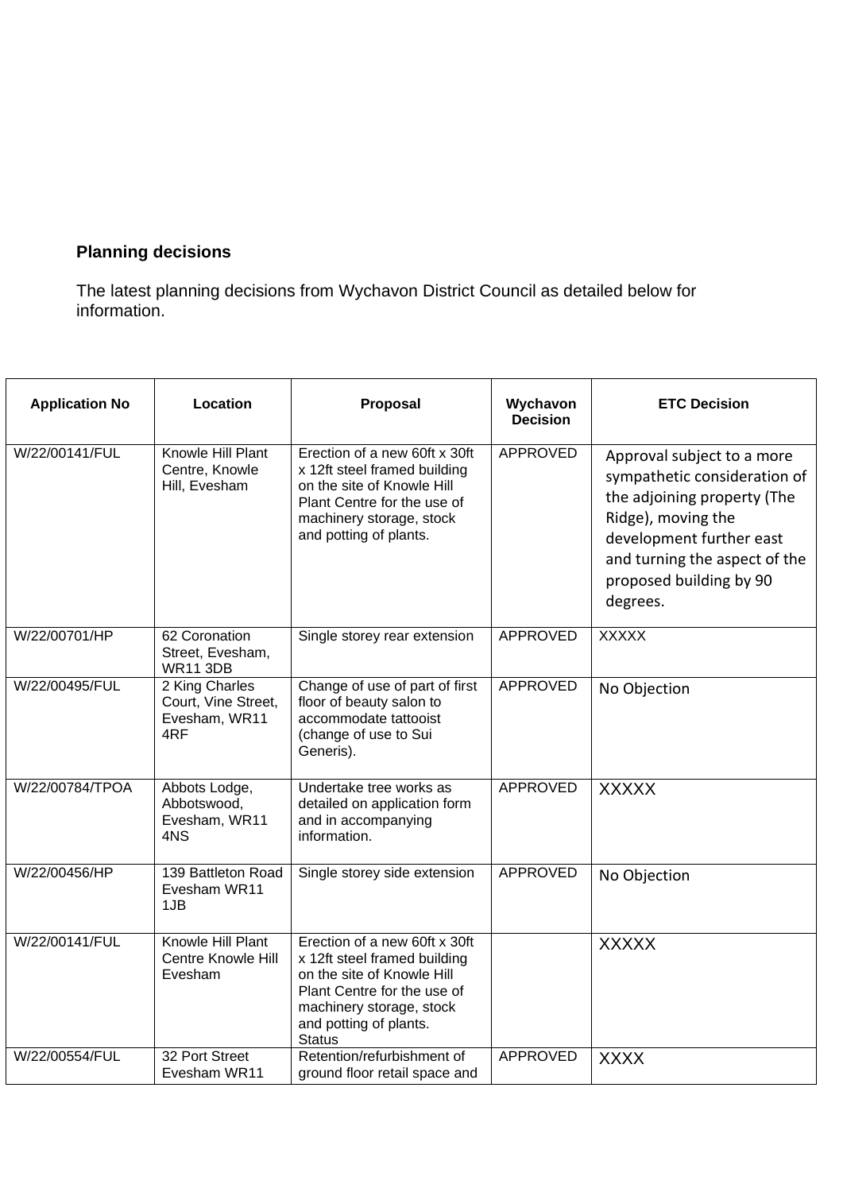**Planning decisions**

The latest planning decisions from Wychavon District Council as detailed below for information.

| Application No | Location | Proposal | Wychavon Decision | ETC Decision |
|---|---|---|---|---|
| W/22/00141/FUL | Knowle Hill Plant Centre, Knowle Hill, Evesham | Erection of a new 60ft x 30ft x 12ft steel framed building on the site of Knowle Hill Plant Centre for the use of machinery storage, stock and potting of plants. | APPROVED | Approval subject to a more sympathetic consideration of the adjoining property (The Ridge), moving the development further east and turning the aspect of the proposed building by 90 degrees. |
| W/22/00701/HP | 62 Coronation Street, Evesham, WR11 3DB | Single storey rear extension | APPROVED | XXXXX |
| W/22/00495/FUL | 2 King Charles Court, Vine Street, Evesham, WR11 4RF | Change of use of part of first floor of beauty salon to accommodate tattooist (change of use to Sui Generis). | APPROVED | No Objection |
| W/22/00784/TPOA | Abbots Lodge, Abbotswood, Evesham, WR11 4NS | Undertake tree works as detailed on application form and in accompanying information. | APPROVED | XXXXX |
| W/22/00456/HP | 139 Battleton Road Evesham WR11 1JB | Single storey side extension | APPROVED | No Objection |
| W/22/00141/FUL | Knowle Hill Plant Centre Knowle Hill Evesham | Erection of a new 60ft x 30ft x 12ft steel framed building on the site of Knowle Hill Plant Centre for the use of machinery storage, stock and potting of plants. Status | | XXXXX |
| W/22/00554/FUL | 32 Port Street Evesham WR11 | Retention/refurbishment of ground floor retail space and | APPROVED | XXXX |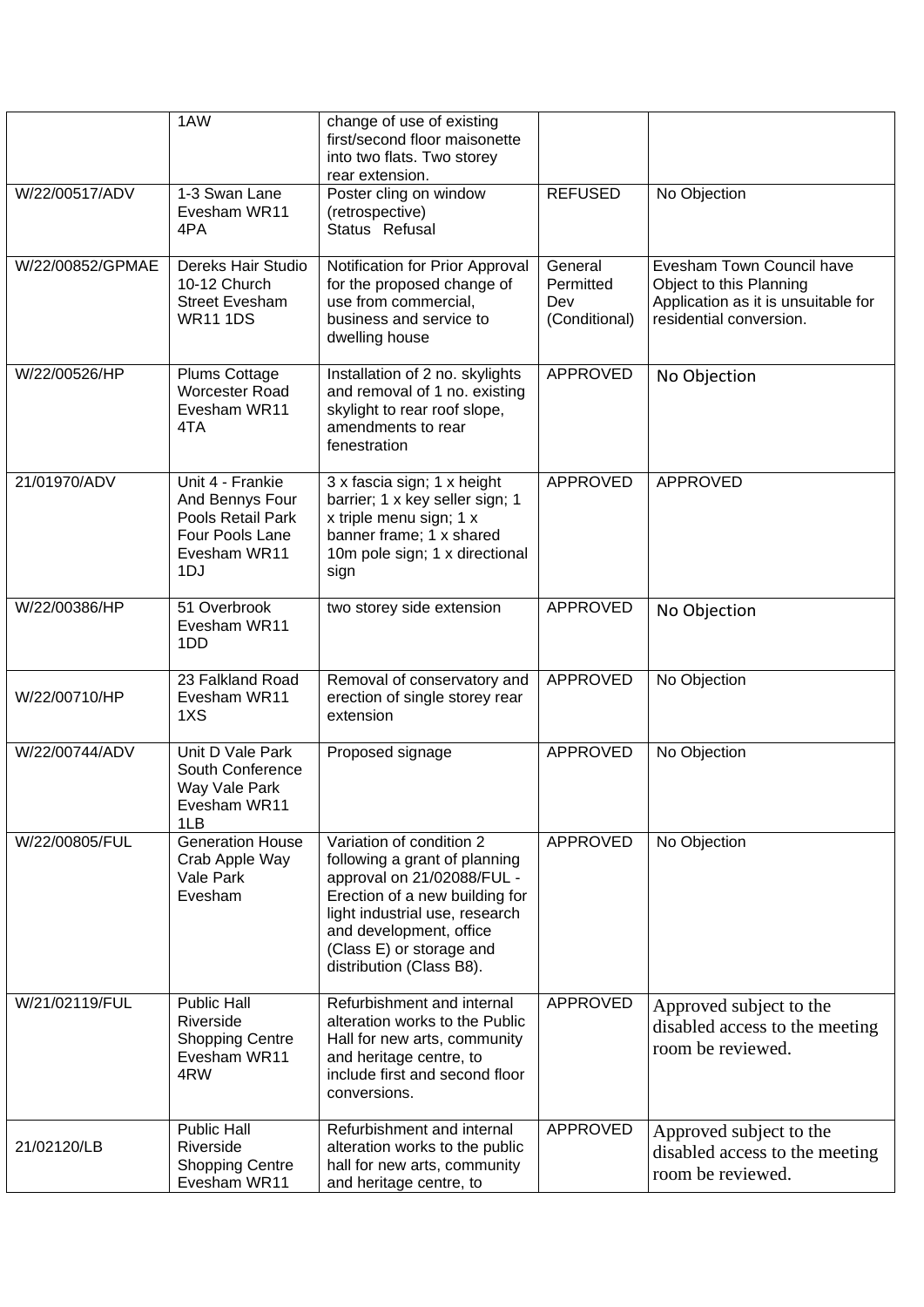| | 1AW | change of use of existing first/second floor maisonette into two flats. Two storey rear extension. | | |
|---|---|---|---|---|
| W/22/00517/ADV | 1-3 Swan Lane Evesham WR11 4PA | Poster cling on window (retrospective) Status Refusal | REFUSED | No Objection |
| W/22/00852/GPMAE | Dereks Hair Studio 10-12 Church Street Evesham WR11 1DS | Notification for Prior Approval for the proposed change of use from commercial, business and service to dwelling house | General Permitted Dev (Conditional) | Evesham Town Council have Object to this Planning Application as it is unsuitable for residential conversion. |
| W/22/00526/HP | Plums Cottage Worcester Road Evesham WR11 4TA | Installation of 2 no. skylights and removal of 1 no. existing skylight to rear roof slope, amendments to rear fenestration | APPROVED | No Objection |
| 21/01970/ADV | Unit 4 - Frankie And Bennys Four Pools Retail Park Four Pools Lane Evesham WR11 1DJ | 3 x fascia sign; 1 x height barrier; 1 x key seller sign; 1 x triple menu sign; 1 x banner frame; 1 x shared 10m pole sign; 1 x directional sign | APPROVED | APPROVED |
| W/22/00386/HP | 51 Overbrook Evesham WR11 1DD | two storey side extension | APPROVED | No Objection |
| W/22/00710/HP | 23 Falkland Road Evesham WR11 1XS | Removal of conservatory and erection of single storey rear extension | APPROVED | No Objection |
| W/22/00744/ADV | Unit D Vale Park South Conference Way Vale Park Evesham WR11 1LB | Proposed signage | APPROVED | No Objection |
| W/22/00805/FUL | Generation House Crab Apple Way Vale Park Evesham | Variation of condition 2 following a grant of planning approval on 21/02088/FUL - Erection of a new building for light industrial use, research and development, office (Class E) or storage and distribution (Class B8). | APPROVED | No Objection |
| W/21/02119/FUL | Public Hall Riverside Shopping Centre Evesham WR11 4RW | Refurbishment and internal alteration works to the Public Hall for new arts, community and heritage centre, to include first and second floor conversions. | APPROVED | Approved subject to the disabled access to the meeting room be reviewed. |
| 21/02120/LB | Public Hall Riverside Shopping Centre Evesham WR11 | Refurbishment and internal alteration works to the public hall for new arts, community and heritage centre, to | APPROVED | Approved subject to the disabled access to the meeting room be reviewed. |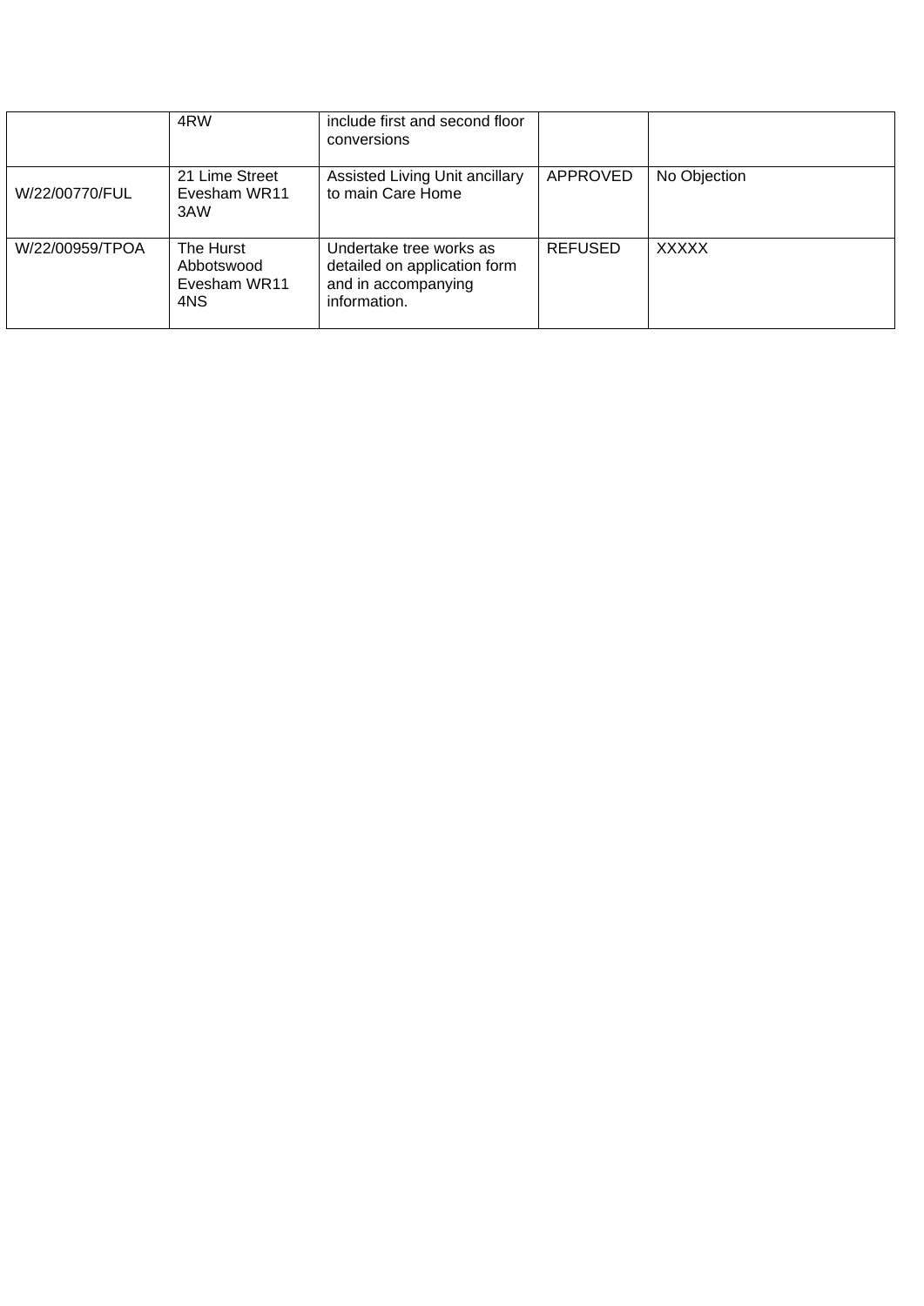| | | | | |
|---|---|---|---|---|
| | 4RW | include first and second floor conversions | | |
| W/22/00770/FUL | 21 Lime Street Evesham WR11 3AW | Assisted Living Unit ancillary to main Care Home | APPROVED | No Objection |
| W/22/00959/TPOA | The Hurst Abbotswood Evesham WR11 4NS | Undertake tree works as detailed on application form and in accompanying information. | REFUSED | XXXXX |